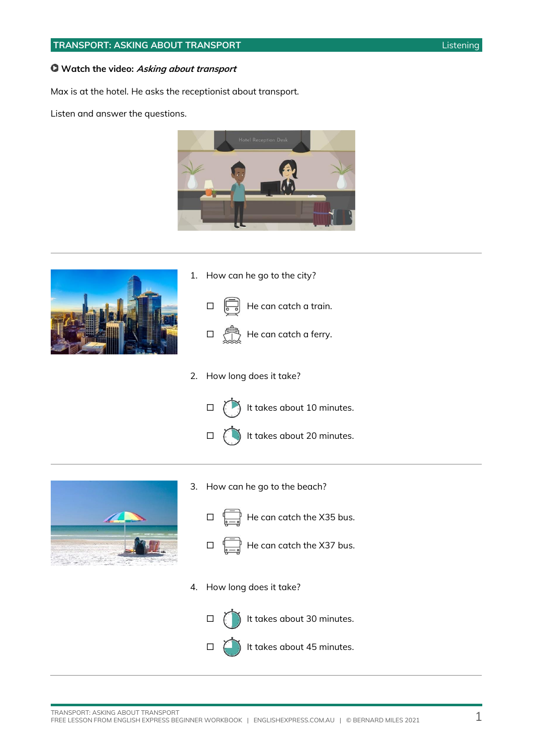## TRANSPORT: ASKING ABOUT TRANSPORT — Listening

**Watch the video:** ***Asking about transport***

Max is at the hotel. He asks the receptionist about transport.

Listen and answer the questions.

---

1. How can he go to the city?

   ☐ He can catch a train.

   ☐ He can catch a ferry.

2. How long does it take?

   ☐ It takes about 10 minutes.

   ☐ It takes about 20 minutes.

---

3. How can he go to the beach?

   ☐ He can catch the X35 bus.

   ☐ He can catch the X37 bus.

4. How long does it take?

   ☐ It takes about 30 minutes.

   ☐ It takes about 45 minutes.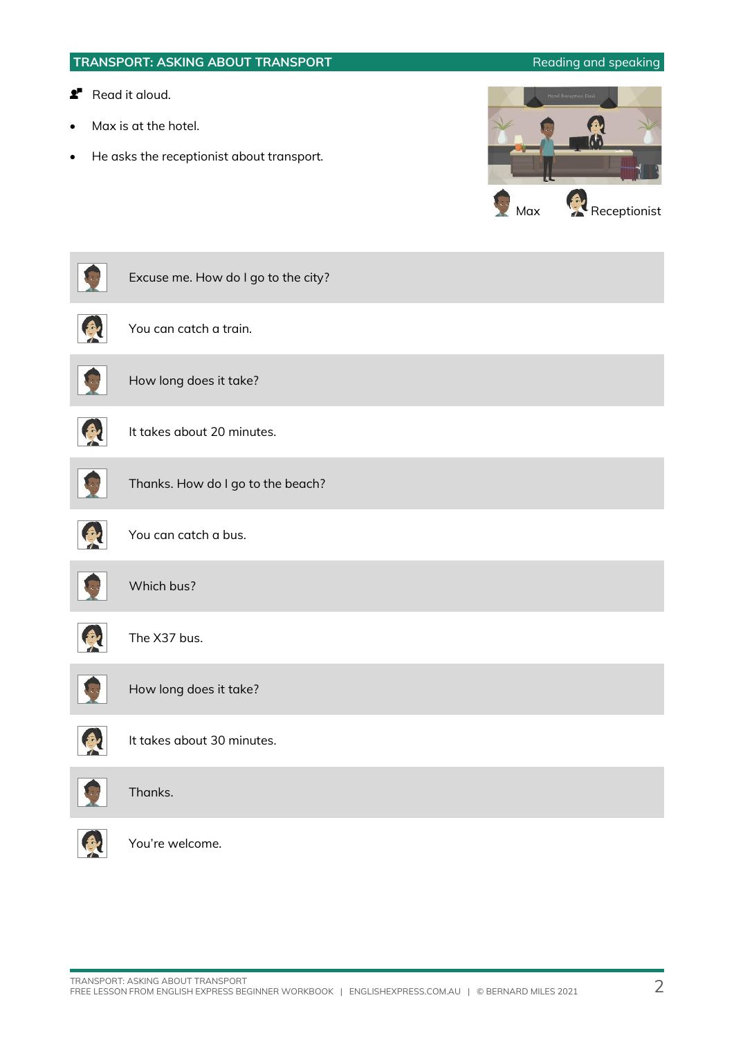## TRANSPORT: ASKING ABOUT TRANSPORT

Reading and speaking

- Read it aloud.
- Max is at the hotel.
- He asks the receptionist about transport.

Max | Receptionist

| Speaker | Line |
|---|---|
| Max | Excuse me. How do I go to the city? |
| Receptionist | You can catch a train. |
| Max | How long does it take? |
| Receptionist | It takes about 20 minutes. |
| Max | Thanks. How do I go to the beach? |
| Receptionist | You can catch a bus. |
| Max | Which bus? |
| Receptionist | The X37 bus. |
| Max | How long does it take? |
| Receptionist | It takes about 30 minutes. |
| Max | Thanks. |
| Receptionist | You're welcome. |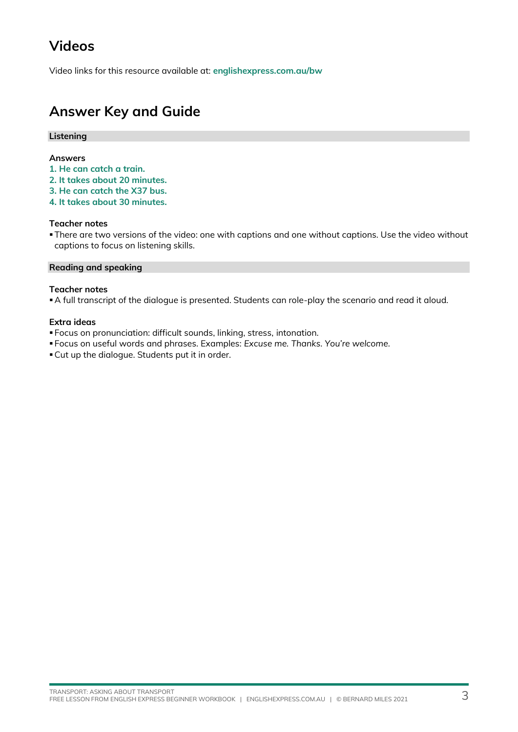## Videos

Video links for this resource available at: **englishexpress.com.au/bw**

## Answer Key and Guide

### Listening

**Answers**

**1. He can catch a train.**
**2. It takes about 20 minutes.**
**3. He can catch the X37 bus.**
**4. It takes about 30 minutes.**

**Teacher notes**

- There are two versions of the video: one with captions and one without captions. Use the video without captions to focus on listening skills.

### Reading and speaking

**Teacher notes**

- A full transcript of the dialogue is presented. Students can role-play the scenario and read it aloud.

**Extra ideas**

- Focus on pronunciation: difficult sounds, linking, stress, intonation.
- Focus on useful words and phrases. Examples: *Excuse me. Thanks. You're welcome.*
- Cut up the dialogue. Students put it in order.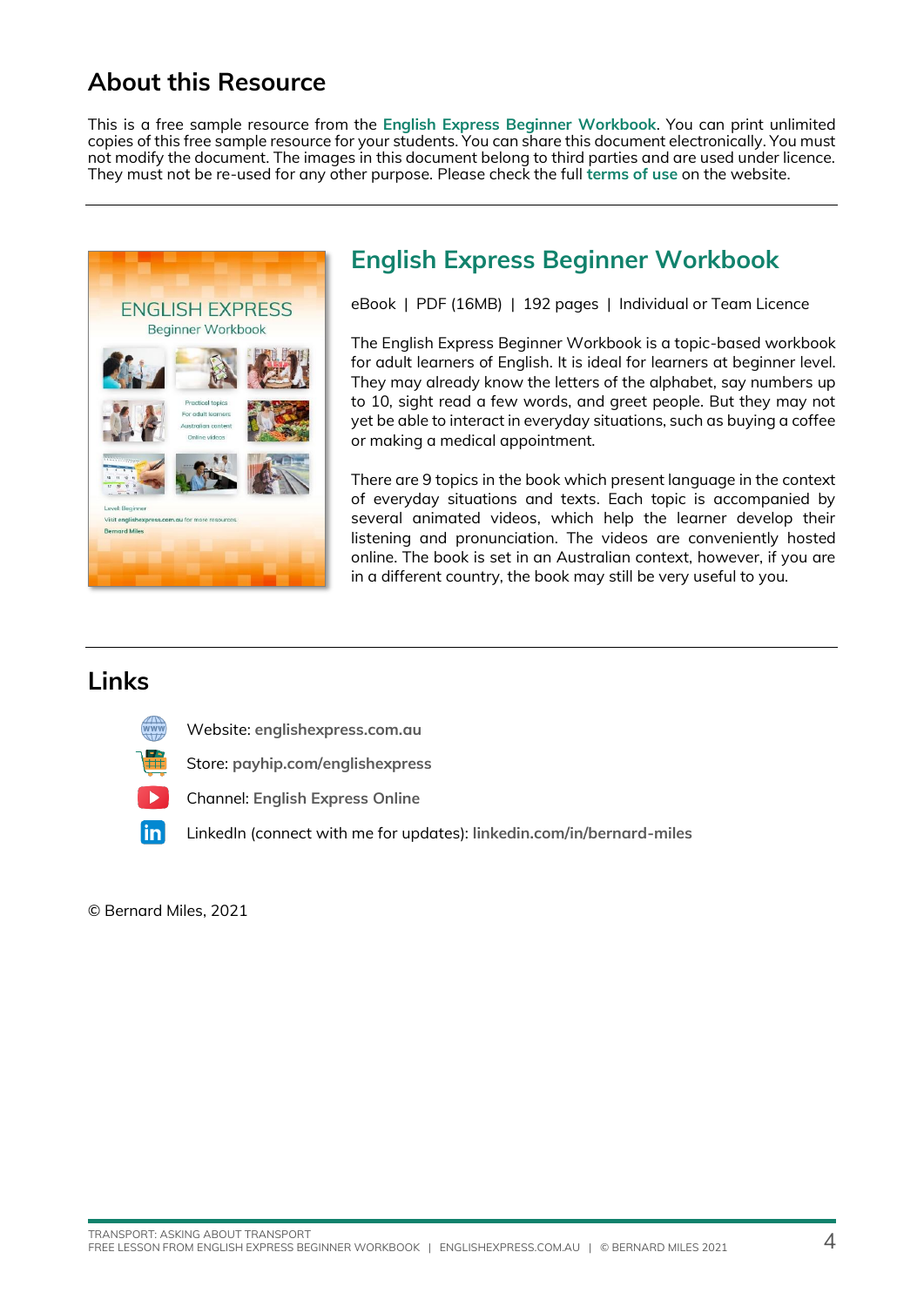## About this Resource

This is a free sample resource from the **English Express Beginner Workbook**. You can print unlimited copies of this free sample resource for your students. You can share this document electronically. You must not modify the document. The images in this document belong to third parties and are used under licence. They must not be re-used for any other purpose. Please check the full **terms of use** on the website.

---

## English Express Beginner Workbook

eBook | PDF (16MB) | 192 pages | Individual or Team Licence

The English Express Beginner Workbook is a topic-based workbook for adult learners of English. It is ideal for learners at beginner level. They may already know the letters of the alphabet, say numbers up to 10, sight read a few words, and greet people. But they may not yet be able to interact in everyday situations, such as buying a coffee or making a medical appointment.

There are 9 topics in the book which present language in the context of everyday situations and texts. Each topic is accompanied by several animated videos, which help the learner develop their listening and pronunciation. The videos are conveniently hosted online. The book is set in an Australian context, however, if you are in a different country, the book may still be very useful to you.

---

## Links

- Website: **englishexpress.com.au**
- Store: **payhip.com/englishexpress**
- Channel: **English Express Online**
- LinkedIn (connect with me for updates): **linkedin.com/in/bernard-miles**

© Bernard Miles, 2021